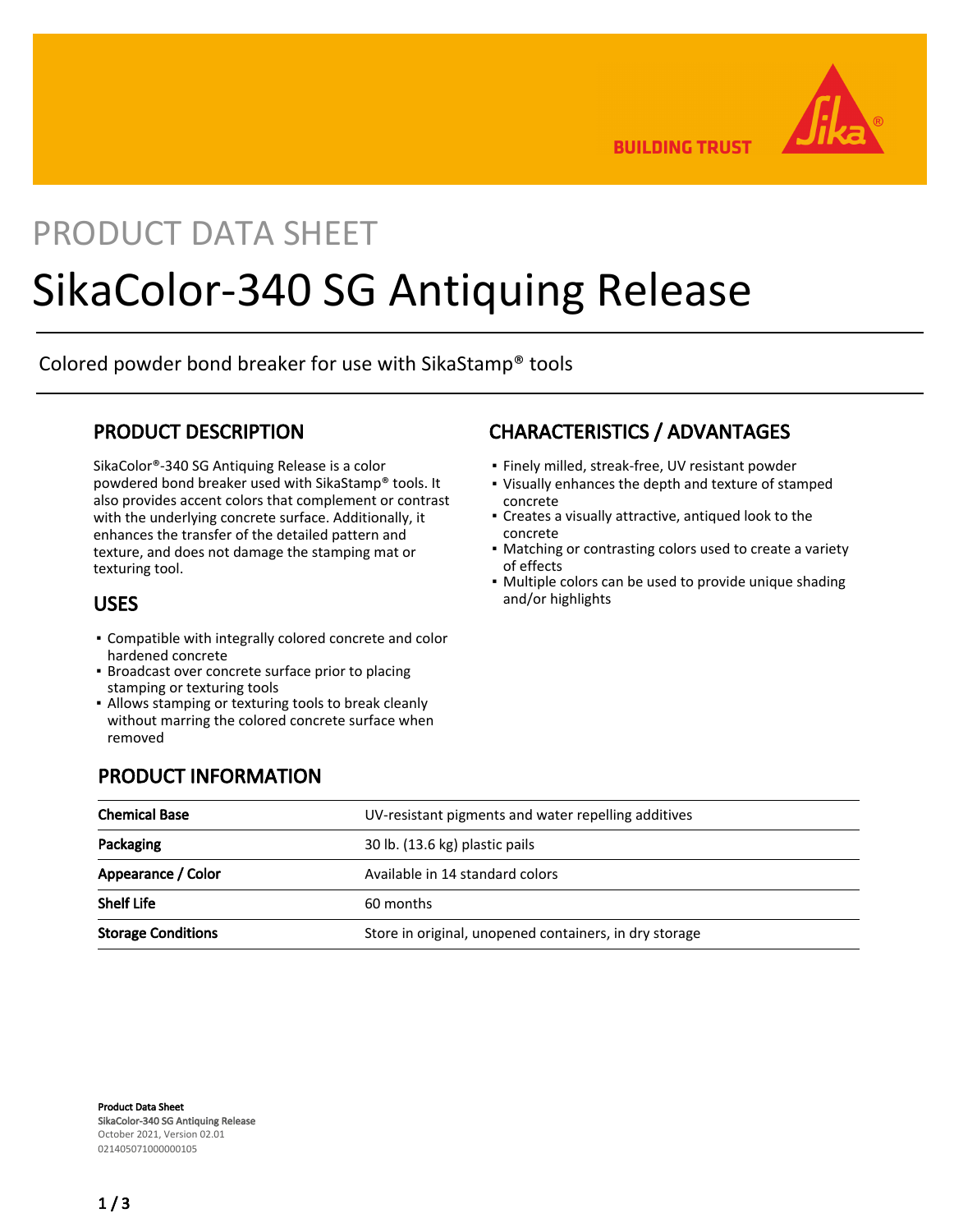PRODUCT DATA SHEET

# SikaColor-340 SG Antiquing Release

Colored powder bond breaker for use with SikaStamp® tools

## PRODUCT DESCRIPTION

SikaColor®-340 SG Antiquing Release is a color powdered bond breaker used with SikaStamp® tools. It also provides accent colors that complement or contrast with the underlying concrete surface. Additionally, it enhances the transfer of the detailed pattern and texture, and does not damage the stamping mat or texturing tool.

## USES

- Compatible with integrally colored concrete and color hardened concrete
- Broadcast over concrete surface prior to placing stamping or texturing tools
- Allows stamping or texturing tools to break cleanly without marring the colored concrete surface when removed

## CHARACTERISTICS / ADVANTAGES

- Finely milled, streak-free, UV resistant powder
- Visually enhances the depth and texture of stamped concrete
- Creates a visually attractive, antiqued look to the concrete
- Matching or contrasting colors used to create a variety of effects
- Multiple colors can be used to provide unique shading and/or highlights

## PRODUCT INFORMATION

| | |
|---|---|
| **Chemical Base** | UV-resistant pigments and water repelling additives |
| **Packaging** | 30 lb. (13.6 kg) plastic pails |
| **Appearance / Color** | Available in 14 standard colors |
| **Shelf Life** | 60 months |
| **Storage Conditions** | Store in original, unopened containers, in dry storage |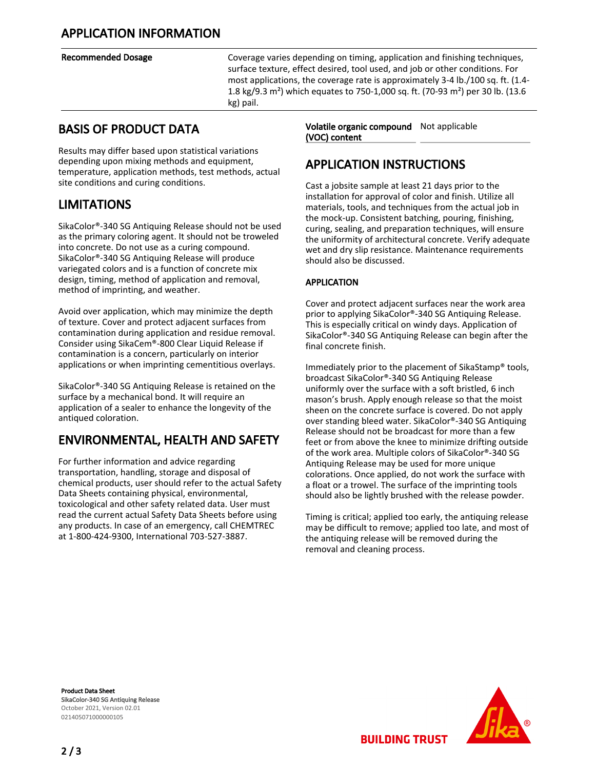## APPLICATION INFORMATION

| Recommended Dosage | Coverage varies depending on timing, application and finishing techniques, surface texture, effect desired, tool used, and job or other conditions. For most applications, the coverage rate is approximately 3-4 lb./100 sq. ft. (1.4-1.8 kg/9.3 m²) which equates to 750-1,000 sq. ft. (70-93 m²) per 30 lb. (13.6 kg) pail. |
|---|---|

## BASIS OF PRODUCT DATA

Results may differ based upon statistical variations depending upon mixing methods and equipment, temperature, application methods, test methods, actual site conditions and curing conditions.

## LIMITATIONS

SikaColor®-340 SG Antiquing Release should not be used as the primary coloring agent. It should not be troweled into concrete. Do not use as a curing compound. SikaColor®-340 SG Antiquing Release will produce variegated colors and is a function of concrete mix design, timing, method of application and removal, method of imprinting, and weather.

Avoid over application, which may minimize the depth of texture. Cover and protect adjacent surfaces from contamination during application and residue removal. Consider using SikaCem®-800 Clear Liquid Release if contamination is a concern, particularly on interior applications or when imprinting cementitious overlays.

SikaColor®-340 SG Antiquing Release is retained on the surface by a mechanical bond. It will require an application of a sealer to enhance the longevity of the antiqued coloration.

## ENVIRONMENTAL, HEALTH AND SAFETY

For further information and advice regarding transportation, handling, storage and disposal of chemical products, user should refer to the actual Safety Data Sheets containing physical, environmental, toxicological and other safety related data. User must read the current actual Safety Data Sheets before using any products. In case of an emergency, call CHEMTREC at 1-800-424-9300, International 703-527-3887.

| Volatile organic compound (VOC) content | Not applicable |
|---|---|

## APPLICATION INSTRUCTIONS

Cast a jobsite sample at least 21 days prior to the installation for approval of color and finish. Utilize all materials, tools, and techniques from the actual job in the mock-up. Consistent batching, pouring, finishing, curing, sealing, and preparation techniques, will ensure the uniformity of architectural concrete. Verify adequate wet and dry slip resistance. Maintenance requirements should also be discussed.

### APPLICATION

Cover and protect adjacent surfaces near the work area prior to applying SikaColor®-340 SG Antiquing Release. This is especially critical on windy days. Application of SikaColor®-340 SG Antiquing Release can begin after the final concrete finish.

Immediately prior to the placement of SikaStamp® tools, broadcast SikaColor®-340 SG Antiquing Release uniformly over the surface with a soft bristled, 6 inch mason's brush. Apply enough release so that the moist sheen on the concrete surface is covered. Do not apply over standing bleed water. SikaColor®-340 SG Antiquing Release should not be broadcast for more than a few feet or from above the knee to minimize drifting outside of the work area. Multiple colors of SikaColor®-340 SG Antiquing Release may be used for more unique colorations. Once applied, do not work the surface with a float or a trowel. The surface of the imprinting tools should also be lightly brushed with the release powder.

Timing is critical; applied too early, the antiquing release may be difficult to remove; applied too late, and most of the antiquing release will be removed during the removal and cleaning process.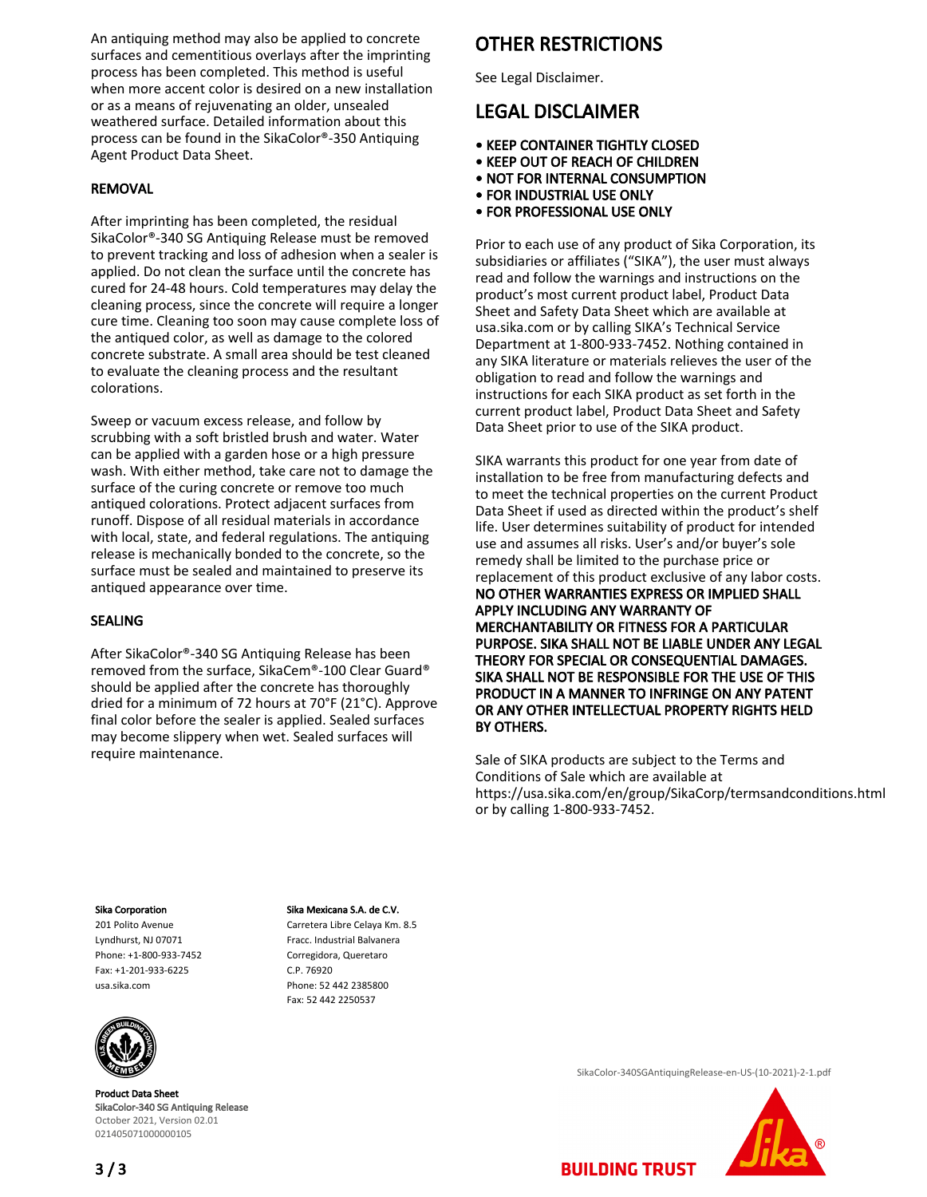An antiquing method may also be applied to concrete surfaces and cementitious overlays after the imprinting process has been completed. This method is useful when more accent color is desired on a new installation or as a means of rejuvenating an older, unsealed weathered surface. Detailed information about this process can be found in the SikaColor®-350 Antiquing Agent Product Data Sheet.

### REMOVAL

After imprinting has been completed, the residual SikaColor®-340 SG Antiquing Release must be removed to prevent tracking and loss of adhesion when a sealer is applied. Do not clean the surface until the concrete has cured for 24-48 hours. Cold temperatures may delay the cleaning process, since the concrete will require a longer cure time. Cleaning too soon may cause complete loss of the antiqued color, as well as damage to the colored concrete substrate. A small area should be test cleaned to evaluate the cleaning process and the resultant colorations.

Sweep or vacuum excess release, and follow by scrubbing with a soft bristled brush and water. Water can be applied with a garden hose or a high pressure wash. With either method, take care not to damage the surface of the curing concrete or remove too much antiqued colorations. Protect adjacent surfaces from runoff. Dispose of all residual materials in accordance with local, state, and federal regulations. The antiquing release is mechanically bonded to the concrete, so the surface must be sealed and maintained to preserve its antiqued appearance over time.

### SEALING

After SikaColor®-340 SG Antiquing Release has been removed from the surface, SikaCem®-100 Clear Guard® should be applied after the concrete has thoroughly dried for a minimum of 72 hours at 70°F (21°C). Approve final color before the sealer is applied. Sealed surfaces may become slippery when wet. Sealed surfaces will require maintenance.

## OTHER RESTRICTIONS

See Legal Disclaimer.

## LEGAL DISCLAIMER

- **KEEP CONTAINER TIGHTLY CLOSED**
- **KEEP OUT OF REACH OF CHILDREN**
- **NOT FOR INTERNAL CONSUMPTION**
- **FOR INDUSTRIAL USE ONLY**
- **FOR PROFESSIONAL USE ONLY**

Prior to each use of any product of Sika Corporation, its subsidiaries or affiliates (“SIKA”), the user must always read and follow the warnings and instructions on the product’s most current product label, Product Data Sheet and Safety Data Sheet which are available at usa.sika.com or by calling SIKA’s Technical Service Department at 1-800-933-7452. Nothing contained in any SIKA literature or materials relieves the user of the obligation to read and follow the warnings and instructions for each SIKA product as set forth in the current product label, Product Data Sheet and Safety Data Sheet prior to use of the SIKA product.

SIKA warrants this product for one year from date of installation to be free from manufacturing defects and to meet the technical properties on the current Product Data Sheet if used as directed within the product’s shelf life. User determines suitability of product for intended use and assumes all risks. User’s and/or buyer’s sole remedy shall be limited to the purchase price or replacement of this product exclusive of any labor costs. **NO OTHER WARRANTIES EXPRESS OR IMPLIED SHALL APPLY INCLUDING ANY WARRANTY OF MERCHANTABILITY OR FITNESS FOR A PARTICULAR PURPOSE. SIKA SHALL NOT BE LIABLE UNDER ANY LEGAL THEORY FOR SPECIAL OR CONSEQUENTIAL DAMAGES. SIKA SHALL NOT BE RESPONSIBLE FOR THE USE OF THIS PRODUCT IN A MANNER TO INFRINGE ON ANY PATENT OR ANY OTHER INTELLECTUAL PROPERTY RIGHTS HELD BY OTHERS.**

Sale of SIKA products are subject to the Terms and Conditions of Sale which are available at https://usa.sika.com/en/group/SikaCorp/termsandconditions.html or by calling 1-800-933-7452.

**Sika Corporation**
201 Polito Avenue
Lyndhurst, NJ 07071
Phone: +1-800-933-7452
Fax: +1-201-933-6225
usa.sika.com

**Sika Mexicana S.A. de C.V.**
Carretera Libre Celaya Km. 8.5
Fracc. Industrial Balvanera
Corregidora, Queretaro
C.P. 76920
Phone: 52 442 2385800
Fax: 52 442 2250537

**Product Data Sheet**
**SikaColor-340 SG Antiquing Release**
October 2021, Version 02.01
021405071000000105

SikaColor-340SGAntiquingRelease-en-US-(10-2021)-2-1.pdf

BUILDING TRUST